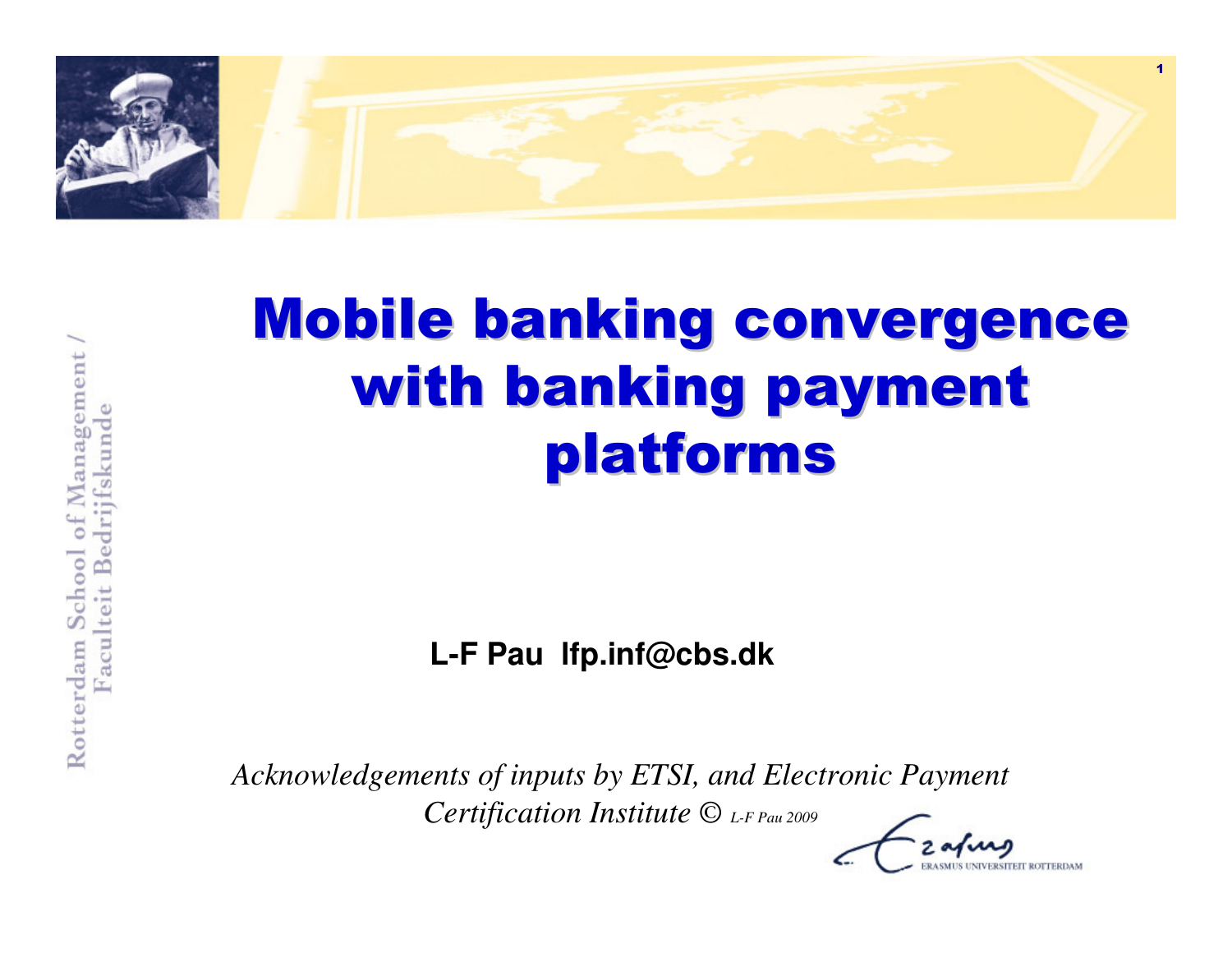# Mobile banking convergence with banking payment platforms

**L-F Pau  lfp.inf@cbs.dk**

*Acknowledgements of inputs by ETSI, and Electronic Payment Certification Institute © L-F Pau 2009*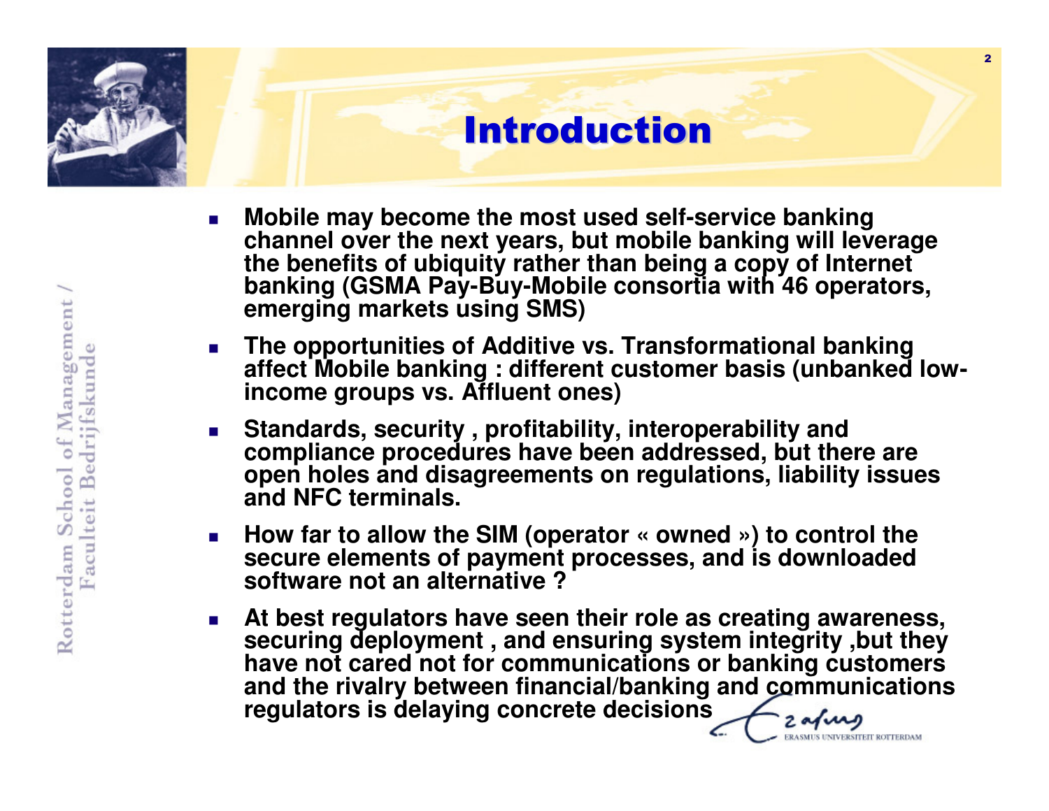# Introduction

- Mobile may become the most used self-service banking channel over the next years, but mobile banking will leverage the benefits of ubiquity rather than being a copy of Internet banking (GSMA Pay-Buy-Mobile consortia with 46 operators, emerging markets using SMS)
- The opportunities of Additive vs. Transformational banking affect Mobile banking : different customer basis (unbanked low-income groups vs. Affluent ones)
- Standards, security , profitability, interoperability and compliance procedures have been addressed, but there are open holes and disagreements on regulations, liability issues and NFC terminals.
- How far to allow the SIM (operator « owned ») to control the secure elements of payment processes, and is downloaded software not an alternative ?
- At best regulators have seen their role as creating awareness, securing deployment , and ensuring system integrity ,but they have not cared not for communications or banking customers and the rivalry between financial/banking and communications regulators is delaying concrete decisions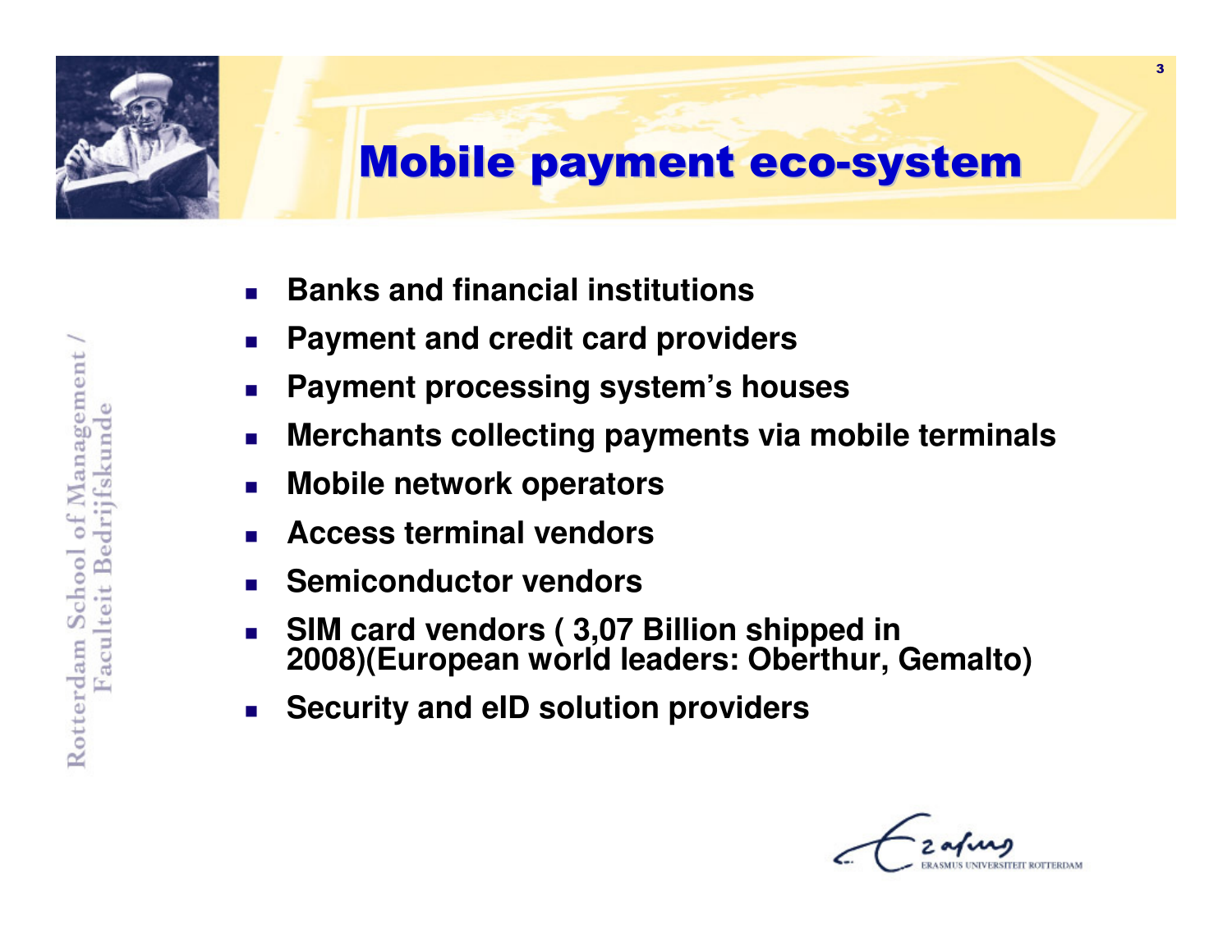# Mobile payment eco-system

- Banks and financial institutions
- Payment and credit card providers
- Payment processing system's houses
- Merchants collecting payments via mobile terminals
- Mobile network operators
- Access terminal vendors
- Semiconductor vendors
- SIM card vendors ( 3,07 Billion shipped in 2008)(European world leaders: Oberthur, Gemalto)
- Security and eID solution providers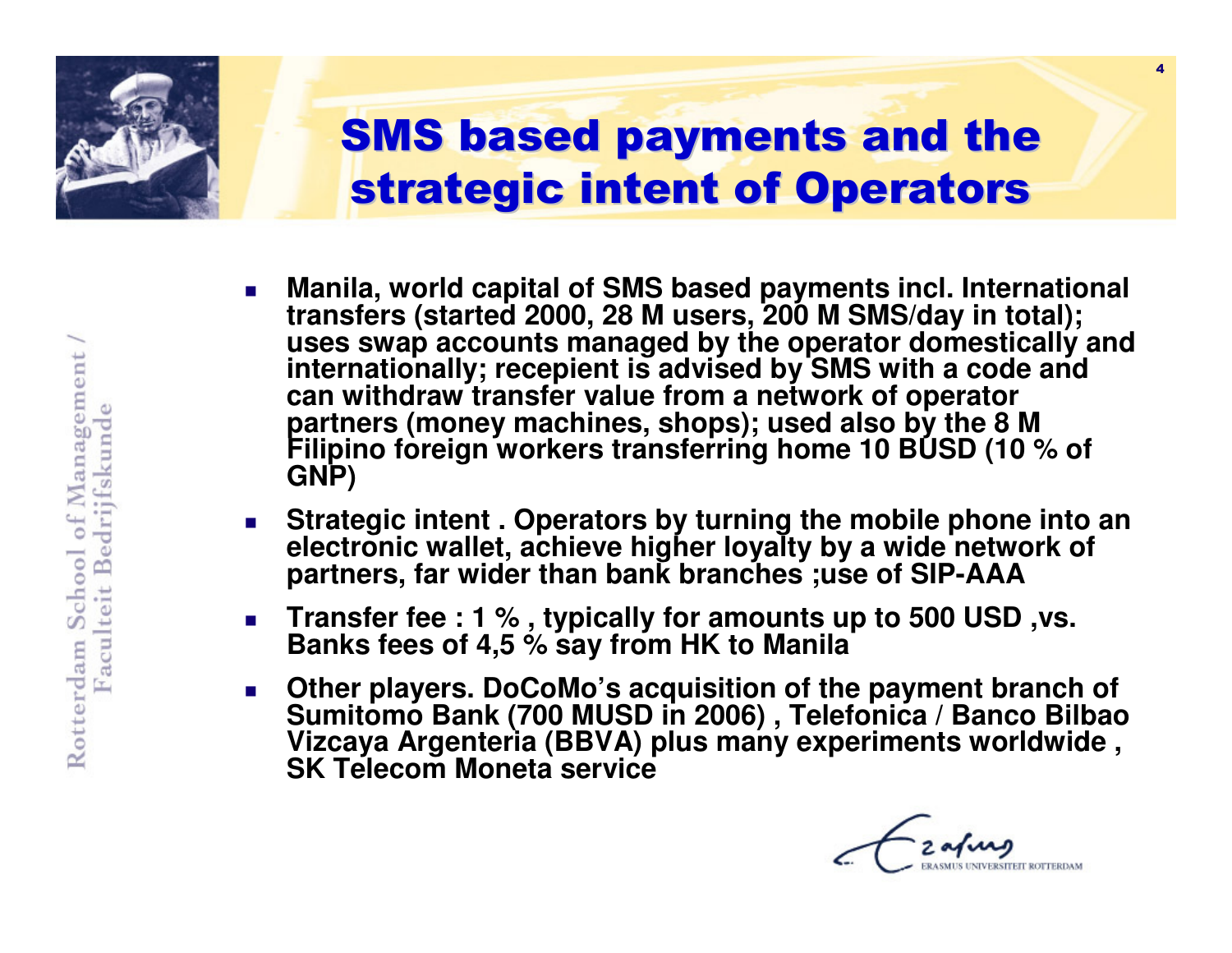# SMS based payments and the strategic intent of Operators

- Manila, world capital of SMS based payments incl. International transfers (started 2000, 28 M users, 200 M SMS/day in total); uses swap accounts managed by the operator domestically and internationally; recepient is advised by SMS with a code and can withdraw transfer value from a network of operator partners (money machines, shops); used also by the 8 M Filipino foreign workers transferring home 10 BUSD (10 % of GNP)
- Strategic intent . Operators by turning the mobile phone into an electronic wallet, achieve higher loyalty by a wide network of partners, far wider than bank branches ;use of SIP-AAA
- Transfer fee : 1 % , typically for amounts up to 500 USD ,vs. Banks fees of 4,5 % say from HK to Manila
- Other players. DoCoMo's acquisition of the payment branch of Sumitomo Bank (700 MUSD in 2006) , Telefonica / Banco Bilbao Vizcaya Argenteria (BBVA) plus many experiments worldwide , SK Telecom Moneta service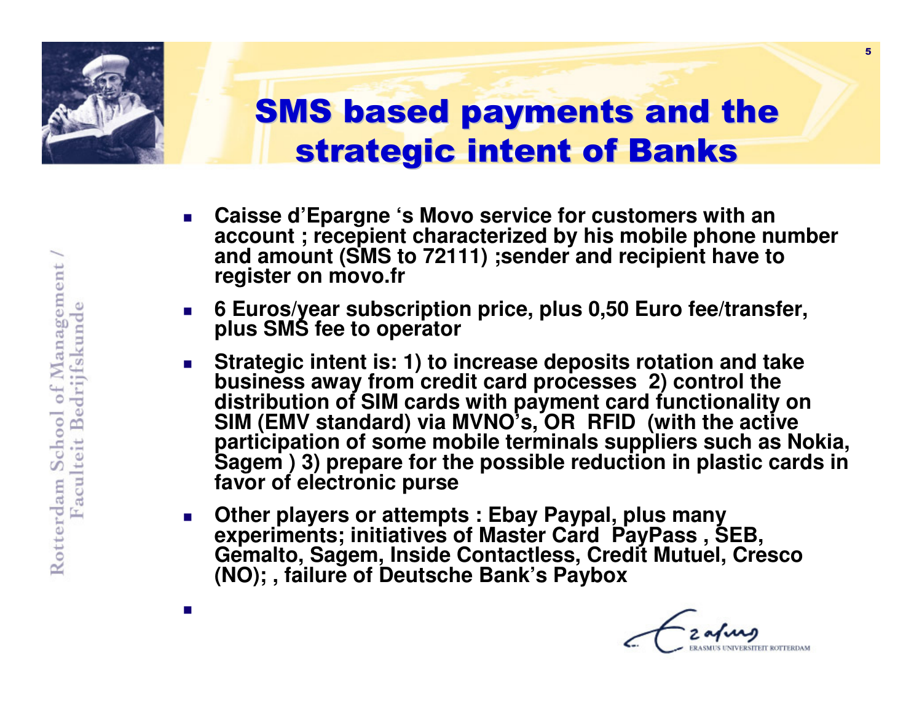# SMS based payments and the strategic intent of Banks

- Caisse d'Epargne 's Movo service for customers with an account ; recepient characterized by his mobile phone number and amount (SMS to 72111) ;sender and recipient have to register on movo.fr
- 6 Euros/year subscription price, plus 0,50 Euro fee/transfer, plus SMS fee to operator
- Strategic intent is: 1) to increase deposits rotation and take business away from credit card processes 2) control the distribution of SIM cards with payment card functionality on SIM (EMV standard) via MVNO's, OR RFID (with the active participation of some mobile terminals suppliers such as Nokia, Sagem ) 3) prepare for the possible reduction in plastic cards in favor of electronic purse
- Other players or attempts : Ebay Paypal, plus many experiments; initiatives of Master Card PayPass , SEB, Gemalto, Sagem, Inside Contactless, Credit Mutuel, Cresco (NO); , failure of Deutsche Bank's Paybox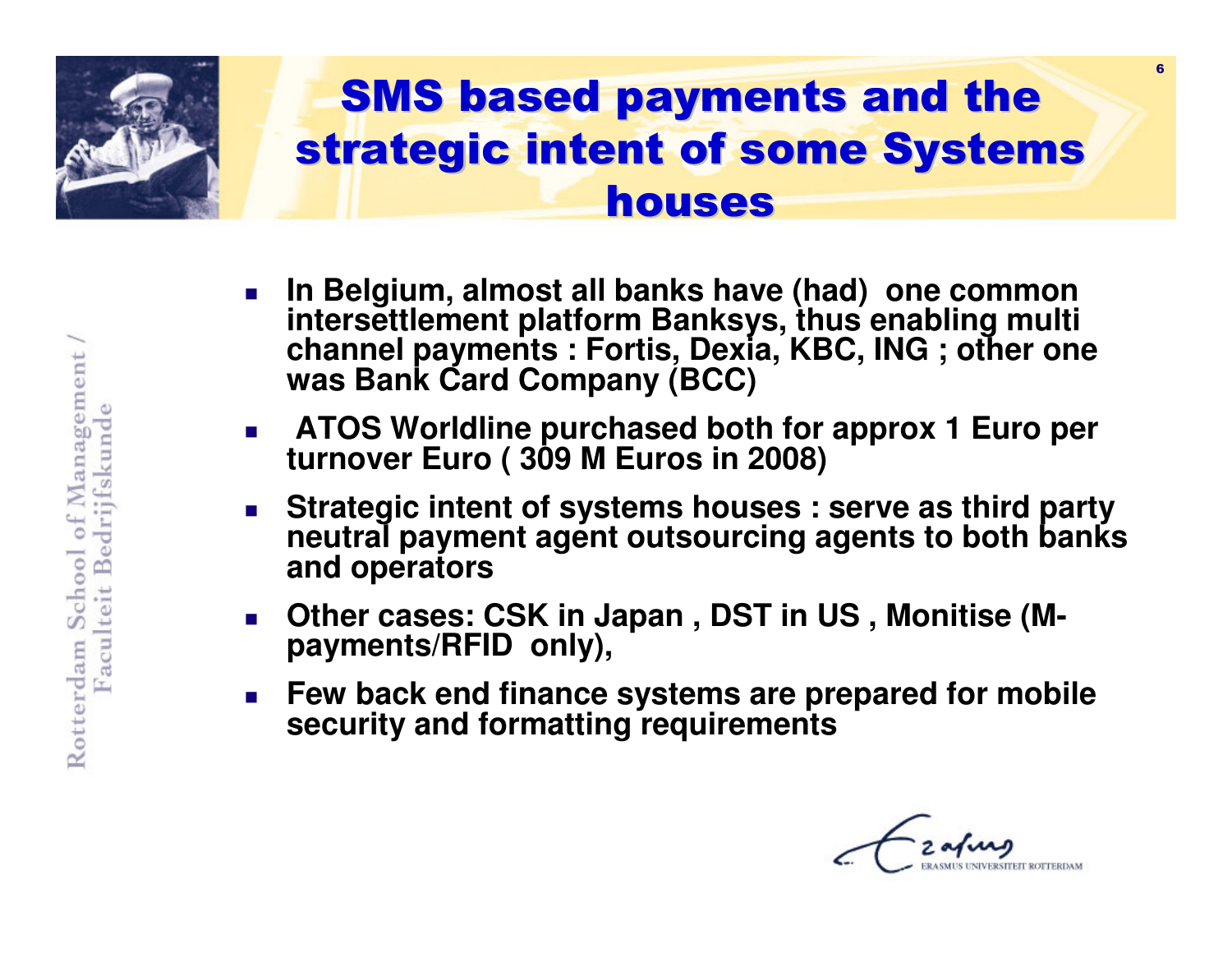# SMS based payments and the strategic intent of some Systems houses

- In Belgium, almost all banks have (had) one common intersettlement platform Banksys, thus enabling multi channel payments : Fortis, Dexia, KBC, ING ; other one was Bank Card Company (BCC)
- ATOS Worldline purchased both for approx 1 Euro per turnover Euro ( 309 M Euros in 2008)
- Strategic intent of systems houses : serve as third party neutral payment agent outsourcing agents to both banks and operators
- Other cases: CSK in Japan , DST in US , Monitise (M-payments/RFID only),
- Few back end finance systems are prepared for mobile security and formatting requirements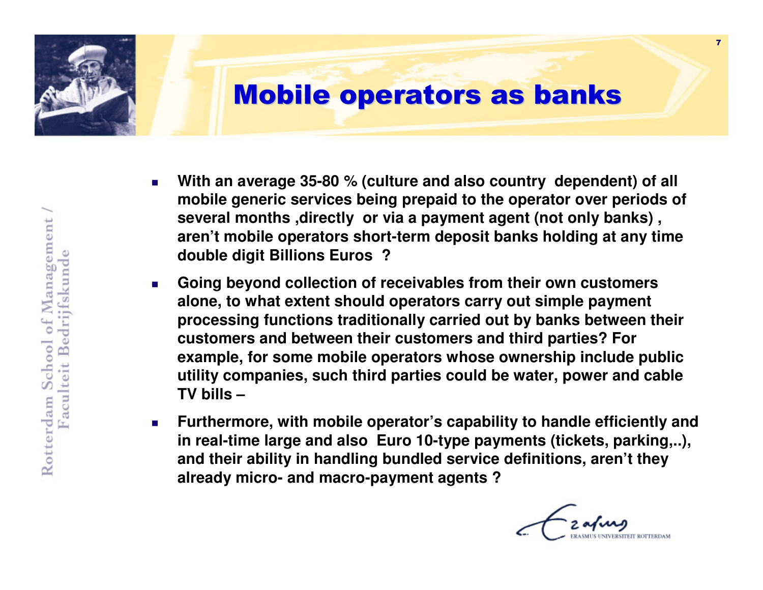# Mobile operators as banks

- **With an average 35-80 % (culture and also country dependent) of all mobile generic services being prepaid to the operator over periods of several months ,directly or via a payment agent (not only banks) , aren't mobile operators short-term deposit banks holding at any time double digit Billions Euros ?**
- **Going beyond collection of receivables from their own customers alone, to what extent should operators carry out simple payment processing functions traditionally carried out by banks between their customers and between their customers and third parties? For example, for some mobile operators whose ownership include public utility companies, such third parties could be water, power and cable TV bills –**
- **Furthermore, with mobile operator's capability to handle efficiently and in real-time large and also Euro 10-type payments (tickets, parking,..), and their ability in handling bundled service definitions, aren't they already micro- and macro-payment agents ?**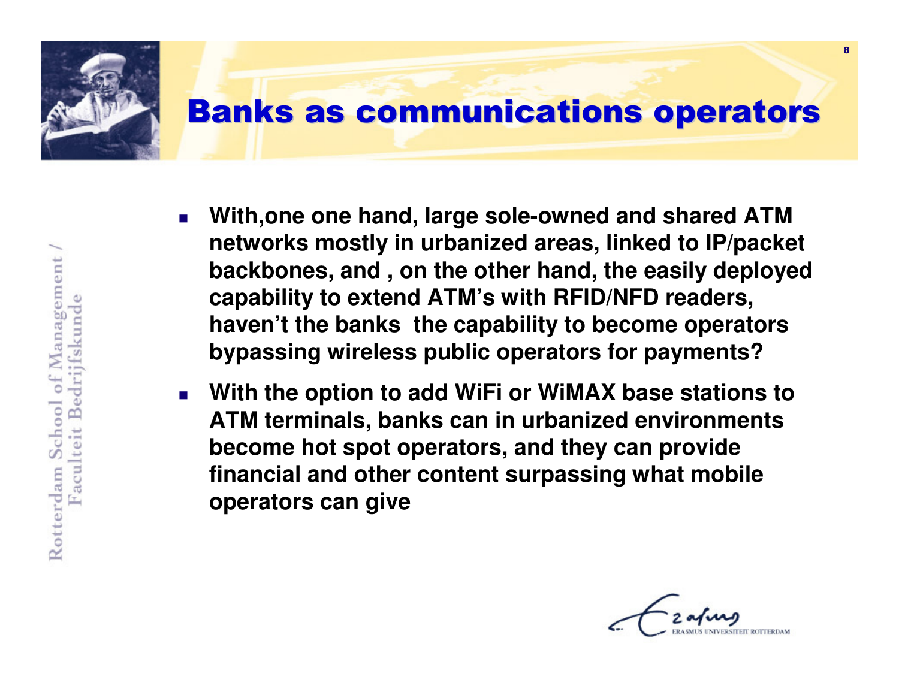# Banks as communications operators

- With,one one hand, large sole-owned and shared ATM networks mostly in urbanized areas, linked to IP/packet backbones, and , on the other hand, the easily deployed capability to extend ATM's with RFID/NFD readers, haven't the banks the capability to become operators bypassing wireless public operators for payments?
- With the option to add WiFi or WiMAX base stations to ATM terminals, banks can in urbanized environments become hot spot operators, and they can provide financial and other content surpassing what mobile operators can give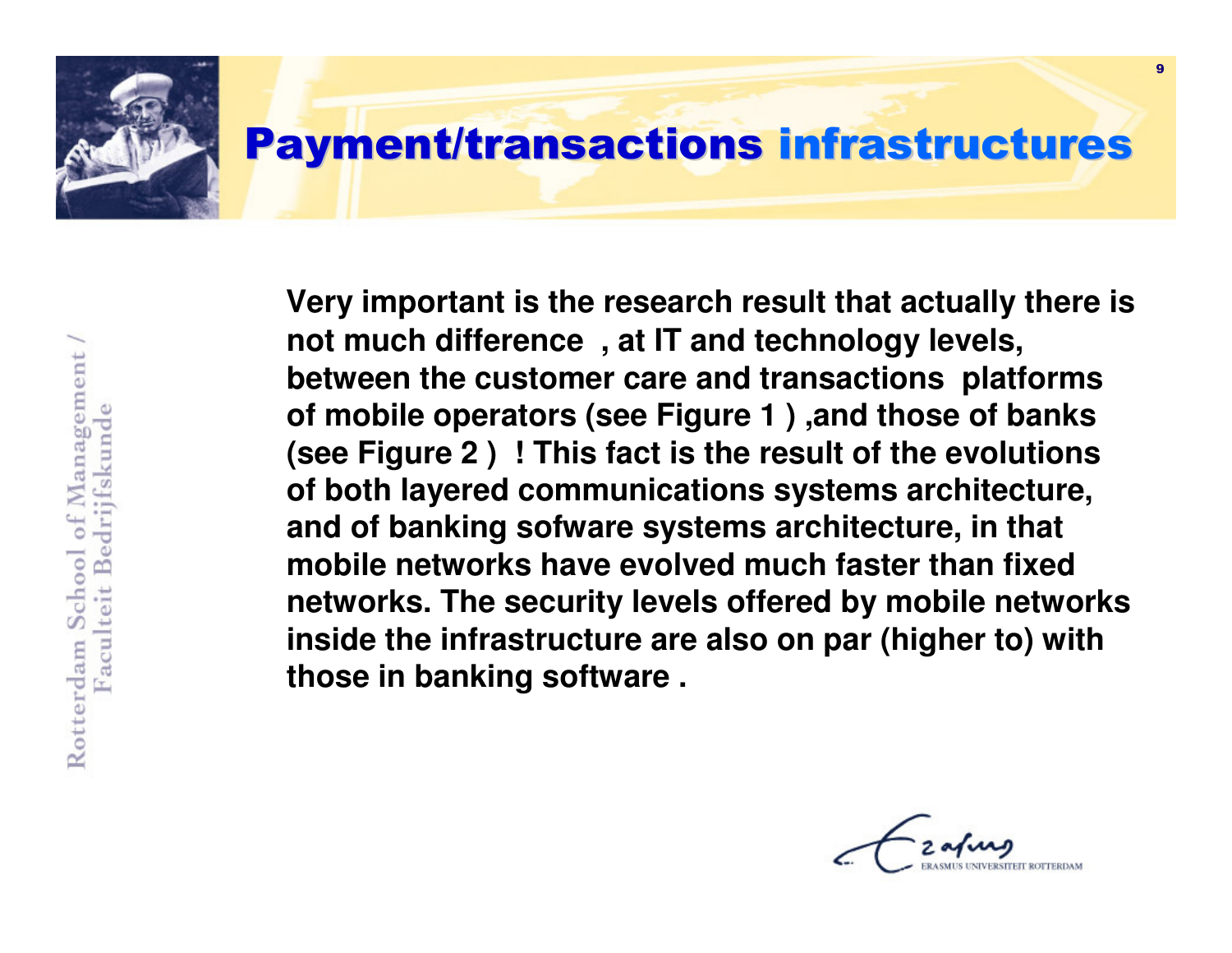# Payment/transactions infrastructures

**Very important is the research result that actually there is not much difference , at IT and technology levels, between the customer care and transactions platforms of mobile operators (see Figure 1 ) ,and those of banks (see Figure 2 ) ! This fact is the result of the evolutions of both layered communications systems architecture, and of banking sofware systems architecture, in that mobile networks have evolved much faster than fixed networks. The security levels offered by mobile networks inside the infrastructure are also on par (higher to) with those in banking software .**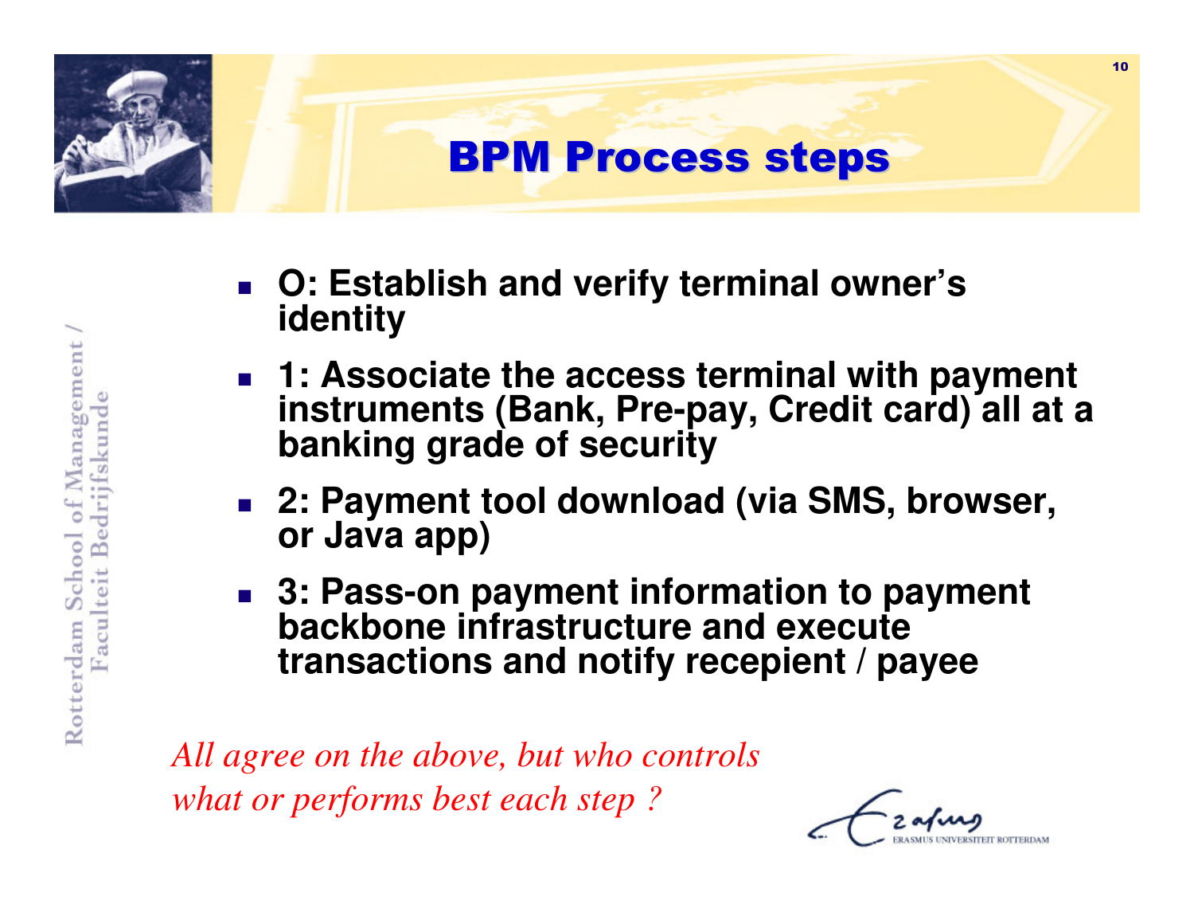# BPM Process steps

- **O: Establish and verify terminal owner's identity**
- **1: Associate the access terminal with payment instruments (Bank, Pre-pay, Credit card) all at a banking grade of security**
- **2: Payment tool download (via SMS, browser, or Java app)**
- **3: Pass-on payment information to payment backbone infrastructure and execute transactions and notify recepient / payee**

*All agree on the above, but who controls what or performs best each step ?*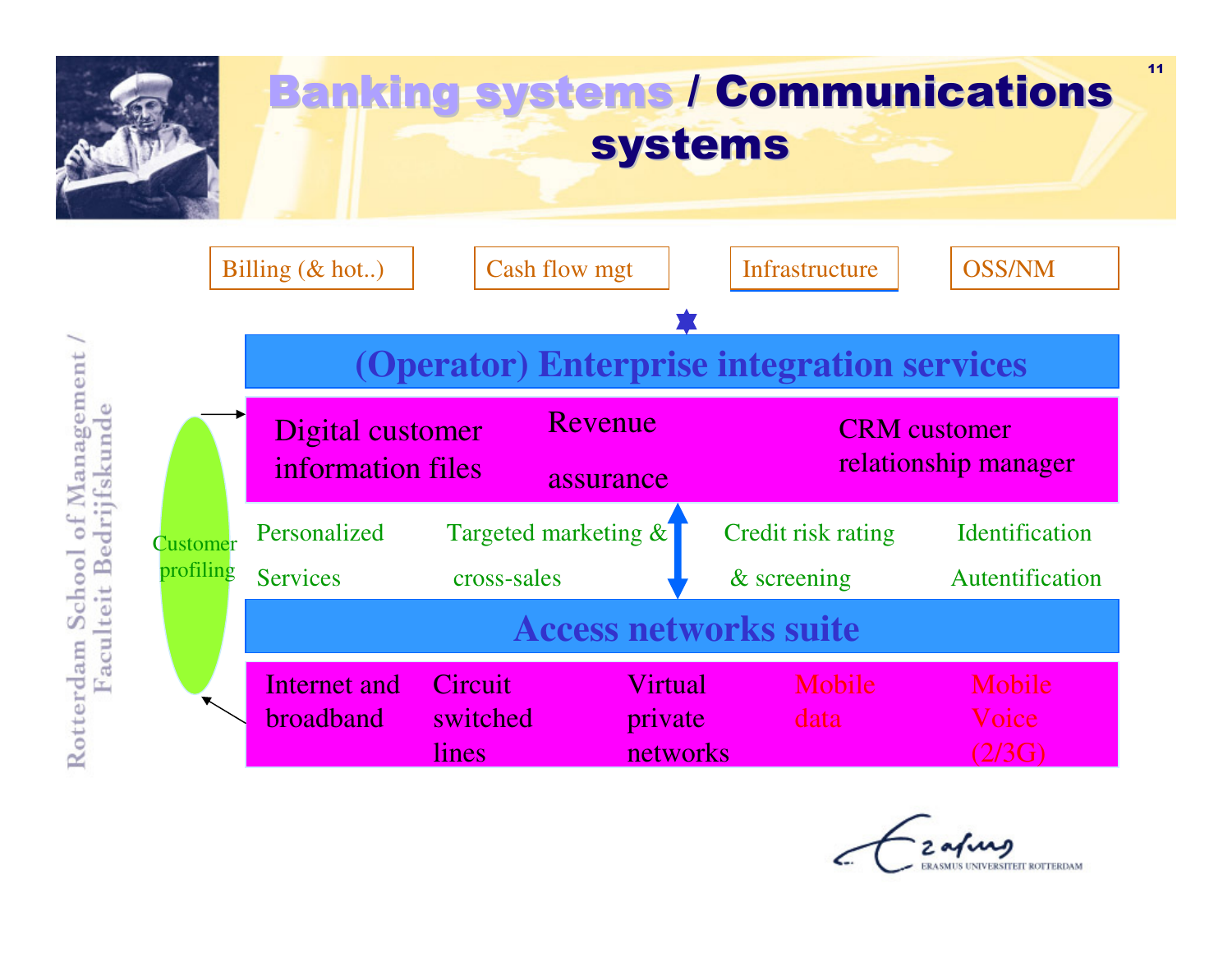# Banking systems / Communications systems

Billing (& hot..) | Cash flow mgt | Infrastructure | OSS/NM

## (Operator) Enterprise integration services

- Digital customer information files
- Revenue assurance
- CRM customer relationship manager

Customer profiling

- Personalized Services
- Targeted marketing & cross-sales
- Credit risk rating & screening
- Identification Autentification

## Access networks suite

- Internet and broadband
- Circuit switched lines
- Virtual private networks
- Mobile data
- Mobile Voice (2/3G)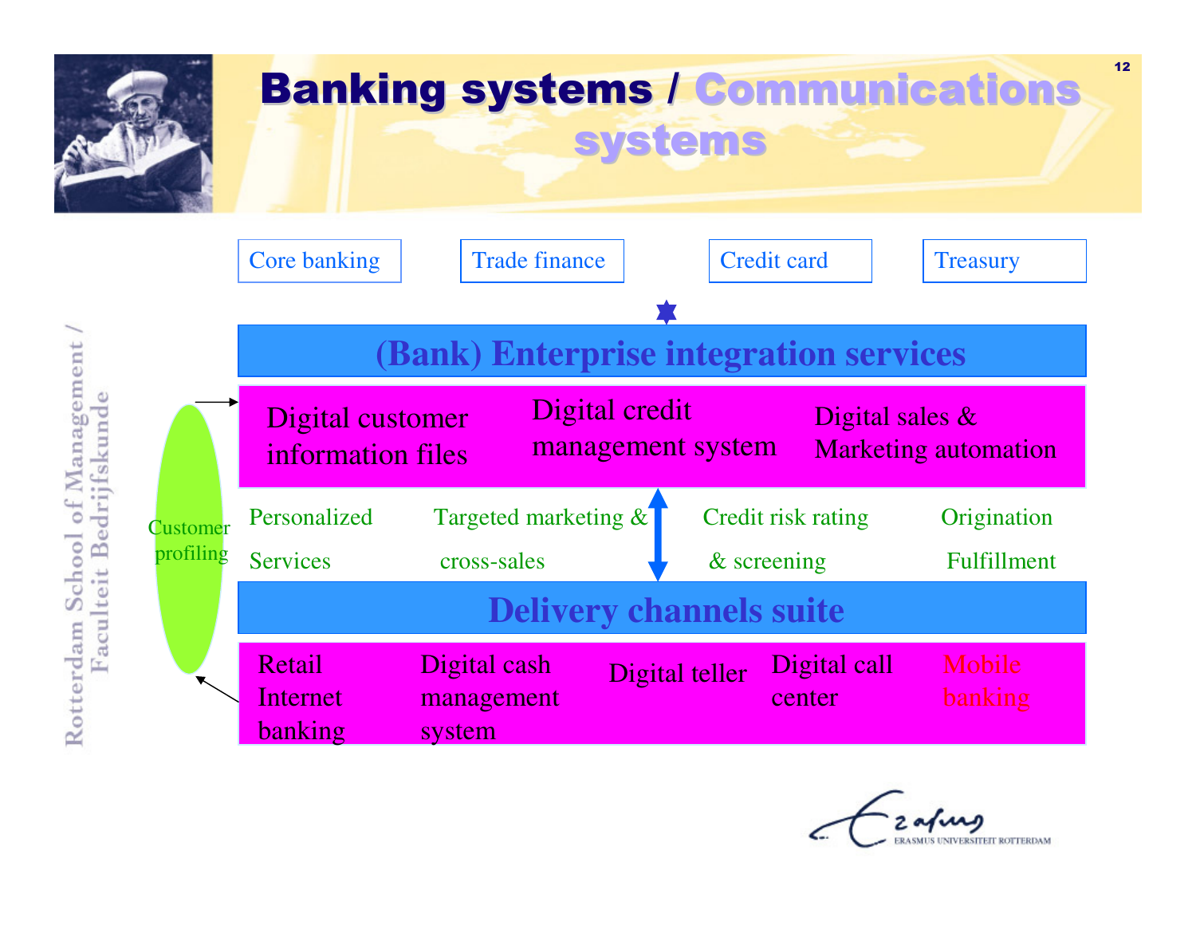# Banking systems / Communications systems

Core banking | Trade finance | Credit card | Treasury

## (Bank) Enterprise integration services

- Digital customer information files
- Digital credit management system
- Digital sales & Marketing automation

Customer profiling

- Personalized Services
- Targeted marketing & cross-sales
- Credit risk rating & screening
- Origination Fulfillment

## Delivery channels suite

- Retail Internet banking
- Digital cash management system
- Digital teller
- Digital call center
- Mobile banking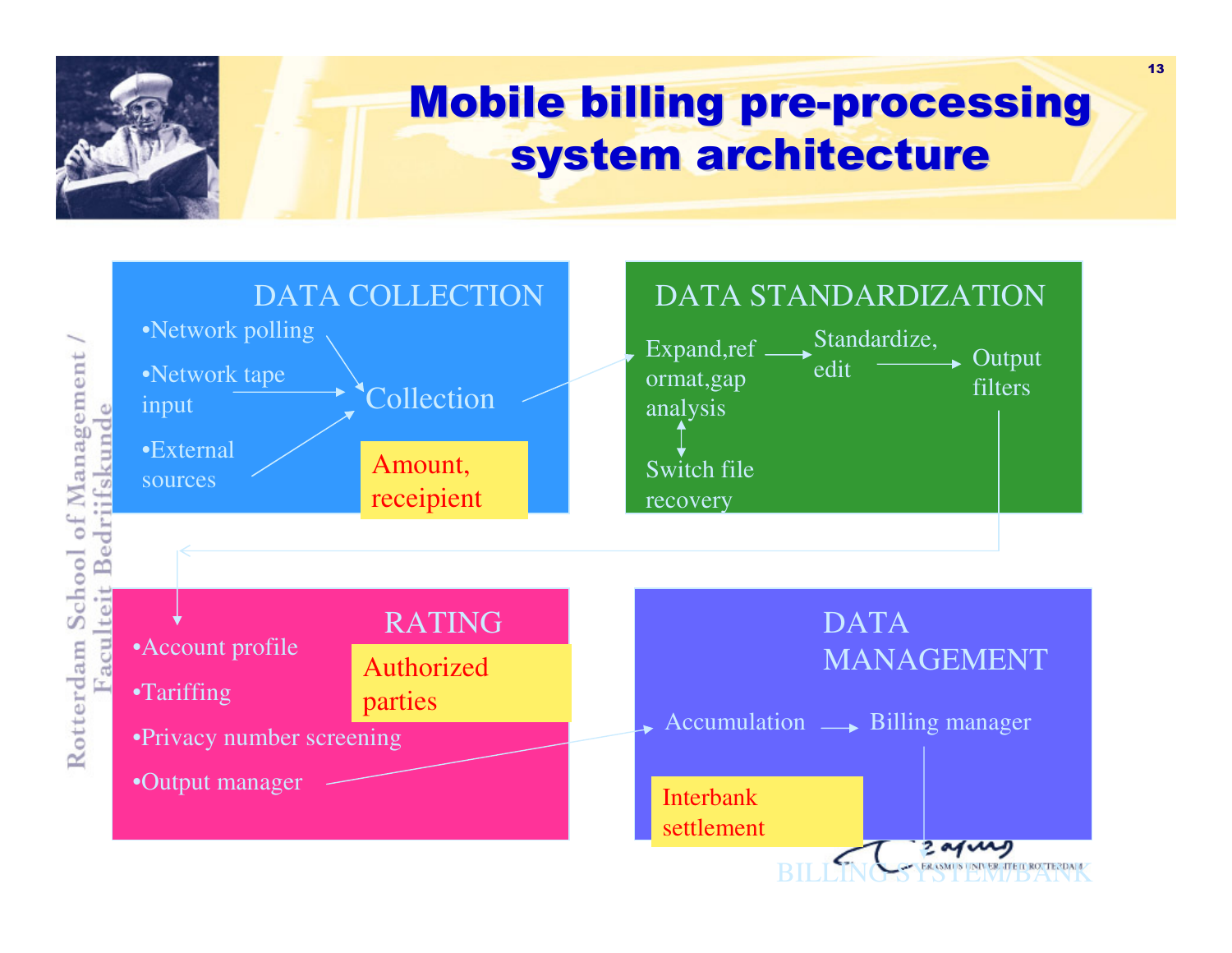# Mobile billing pre-processing system architecture

## DATA COLLECTION

- Network polling
- Network tape input
- External sources

Collection

Amount, receipient

## DATA STANDARDIZATION

Expand,reformat,gap analysis → Standardize, edit → Output filters

Switch file recovery

## RATING

- Account profile
- Tariffing
- Privacy number screening
- Output manager

Authorized parties

## DATA MANAGEMENT

Accumulation → Billing manager

Interbank settlement

BILLING SYSTEM/BANK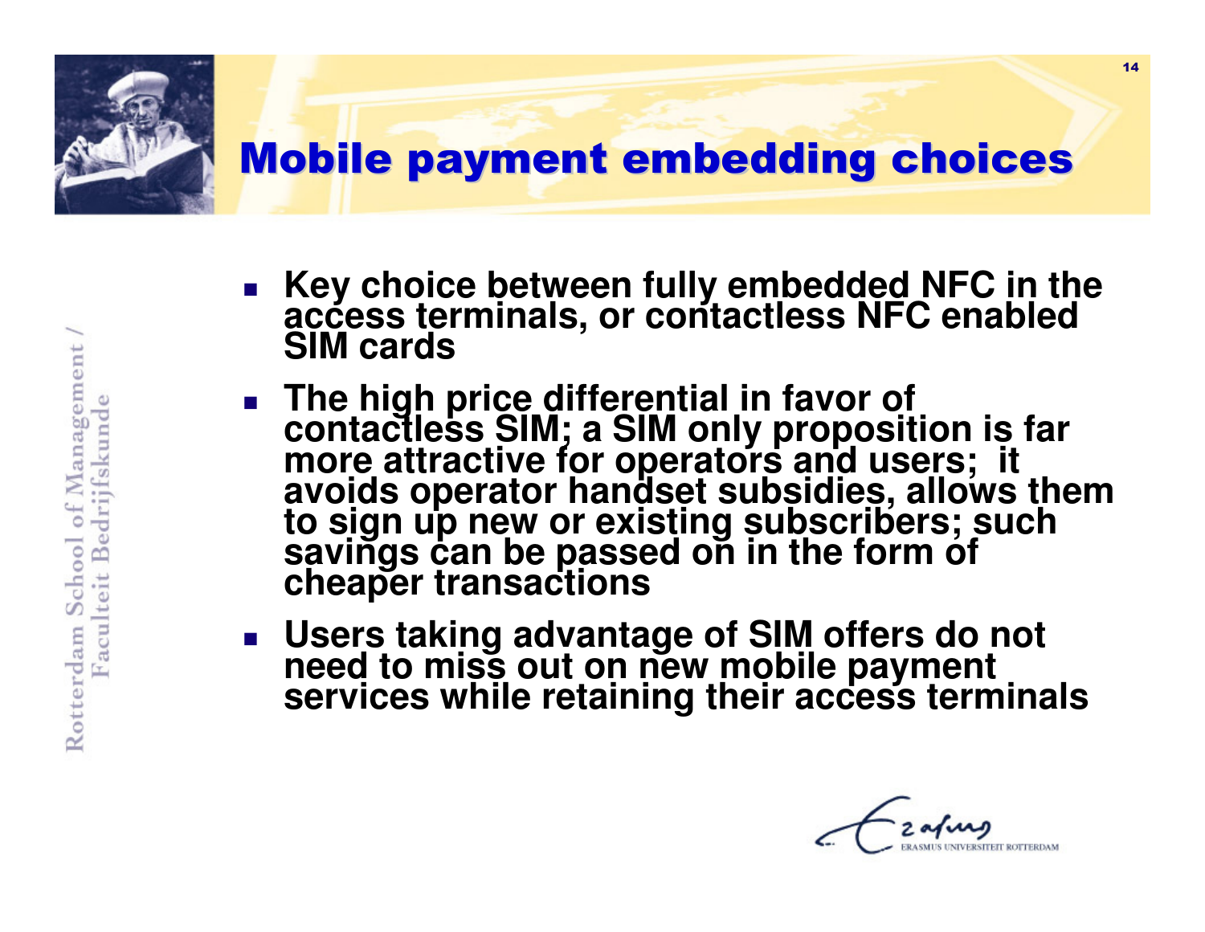# Mobile payment embedding choices

- Key choice between fully embedded NFC in the access terminals, or contactless NFC enabled SIM cards
- The high price differential in favor of contactless SIM; a SIM only proposition is far more attractive for operators and users; it avoids operator handset subsidies, allows them to sign up new or existing subscribers; such savings can be passed on in the form of cheaper transactions
- Users taking advantage of SIM offers do not need to miss out on new mobile payment services while retaining their access terminals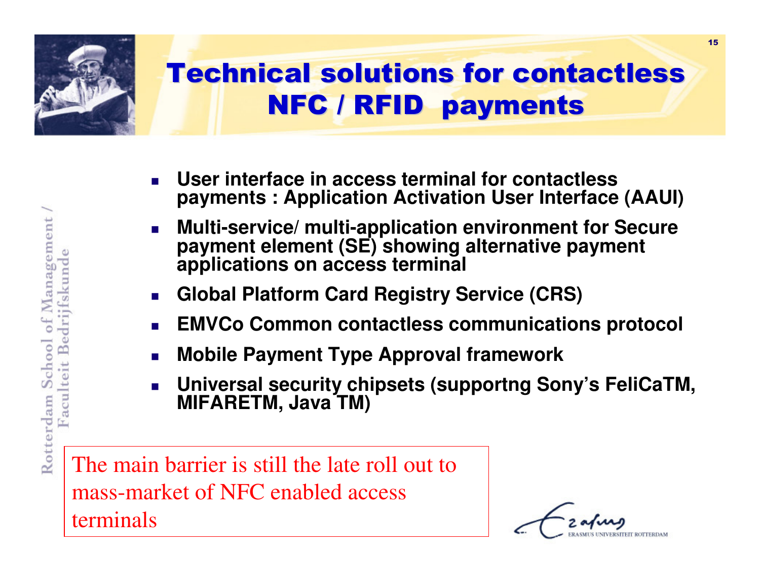# Technical solutions for contactless NFC / RFID payments

- **User interface in access terminal for contactless payments : Application Activation User Interface (AAUI)**
- **Multi-service/ multi-application environment for Secure payment element (SE) showing alternative payment applications on access terminal**
- **Global Platform Card Registry Service (CRS)**
- **EMVCo Common contactless communications protocol**
- **Mobile Payment Type Approval framework**
- **Universal security chipsets (supportng Sony's FeliCaTM, MIFARETM, Java TM)**

The main barrier is still the late roll out to mass-market of NFC enabled access terminals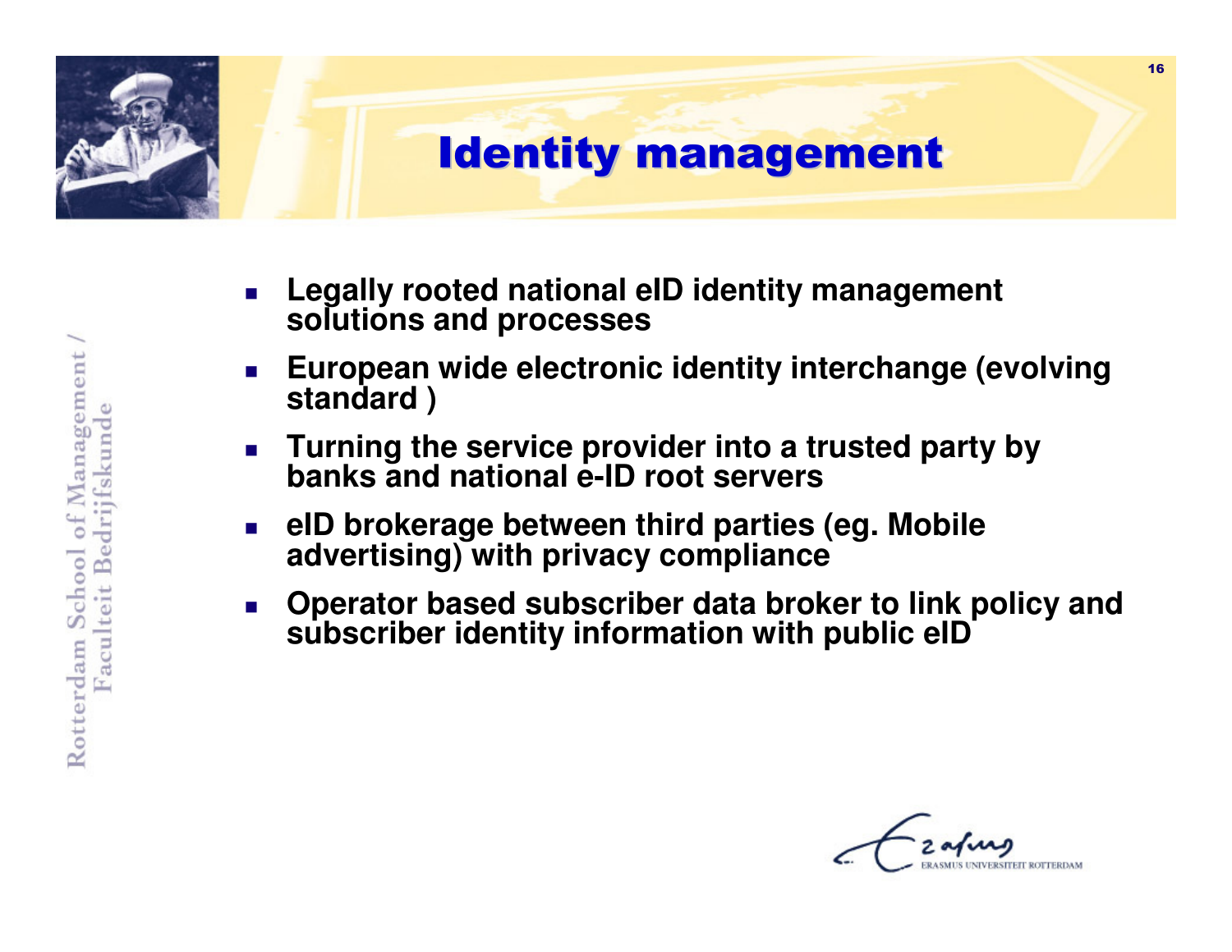# Identity management

- **Legally rooted national eID identity management solutions and processes**
- **European wide electronic identity interchange (evolving standard )**
- **Turning the service provider into a trusted party by banks and national e-ID root servers**
- **eID brokerage between third parties (eg. Mobile advertising) with privacy compliance**
- **Operator based subscriber data broker to link policy and subscriber identity information with public eID**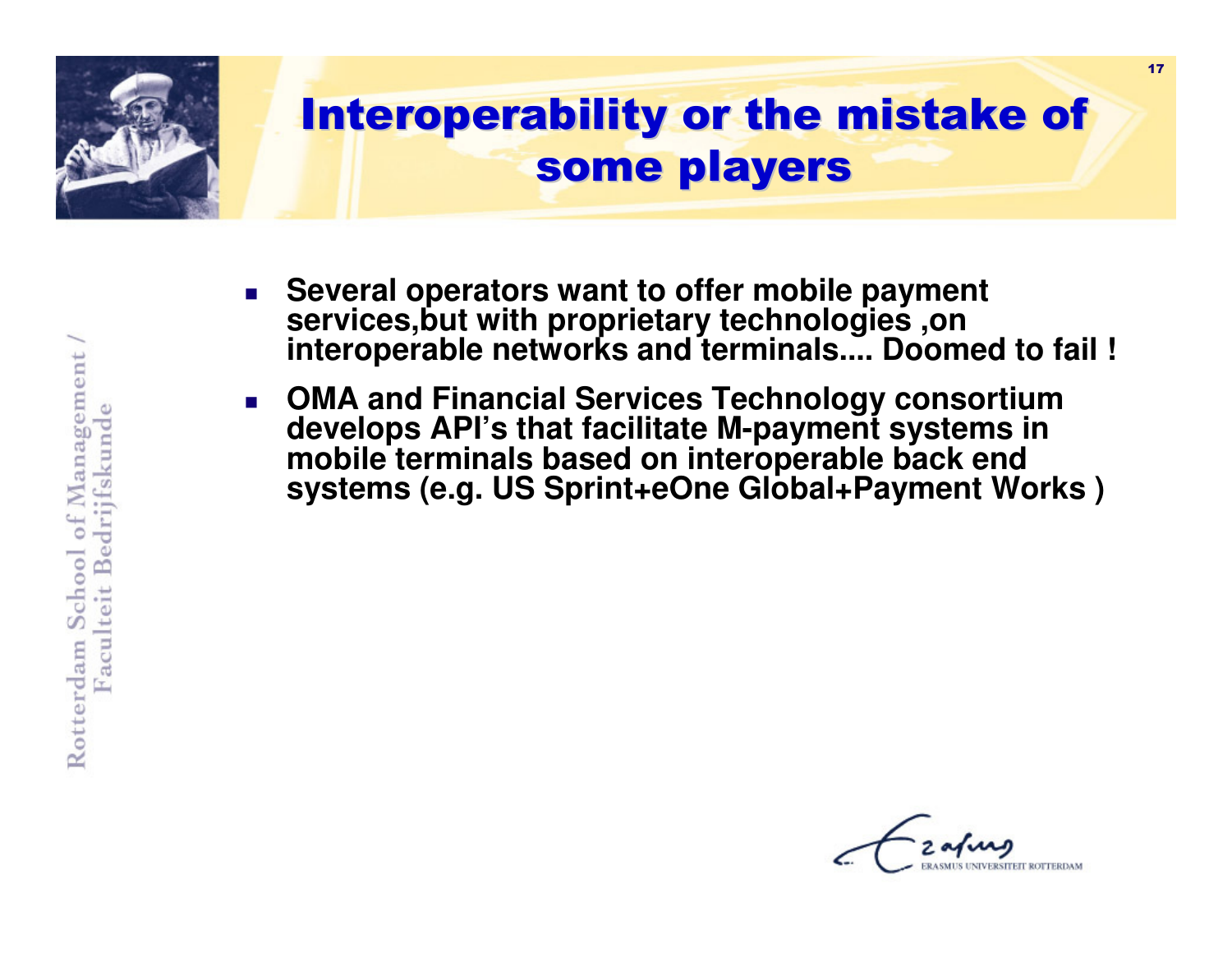# Interoperability or the mistake of some players

- **Several operators want to offer mobile payment services,but with proprietary technologies ,on interoperable networks and terminals.... Doomed to fail !**
- **OMA and Financial Services Technology consortium develops API's that facilitate M-payment systems in mobile terminals based on interoperable back end systems (e.g. US Sprint+eOne Global+Payment Works )**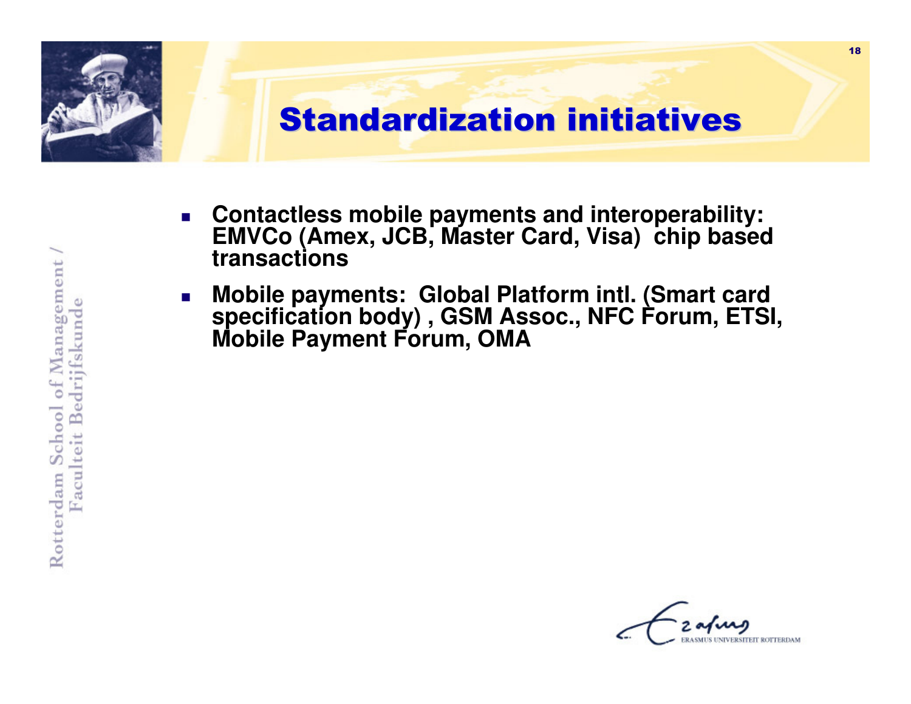# Standardization initiatives

- **Contactless mobile payments and interoperability: EMVCo (Amex, JCB, Master Card, Visa) chip based transactions**
- **Mobile payments: Global Platform intl. (Smart card specification body) , GSM Assoc., NFC Forum, ETSI, Mobile Payment Forum, OMA**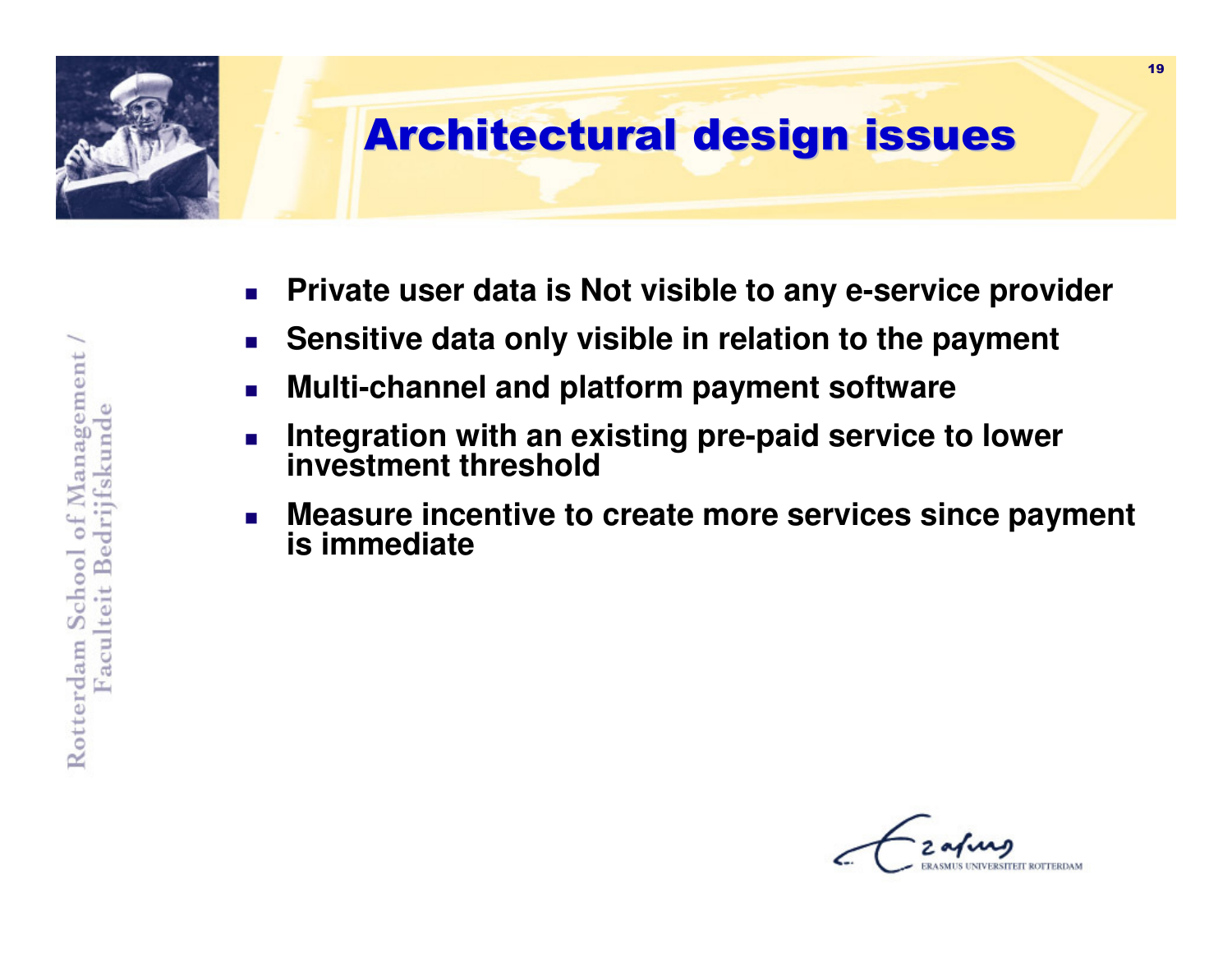# Architectural design issues

- **Private user data is Not visible to any e-service provider**
- **Sensitive data only visible in relation to the payment**
- **Multi-channel and platform payment software**
- **Integration with an existing pre-paid service to lower investment threshold**
- **Measure incentive to create more services since payment is immediate**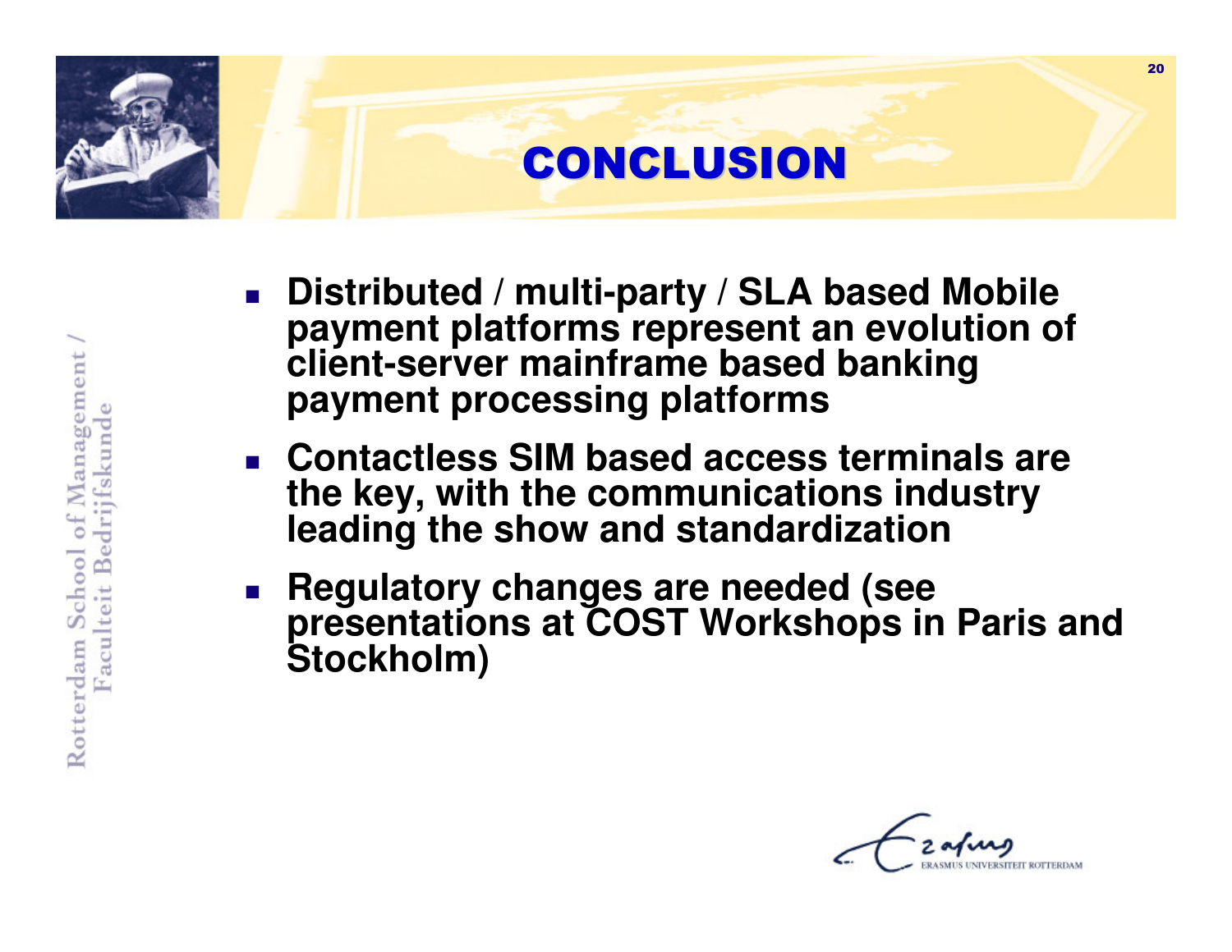# CONCLUSION

- Distributed / multi-party / SLA based Mobile payment platforms represent an evolution of client-server mainframe based banking payment processing platforms
- Contactless SIM based access terminals are the key, with the communications industry leading the show and standardization
- Regulatory changes are needed (see presentations at COST Workshops in Paris and Stockholm)